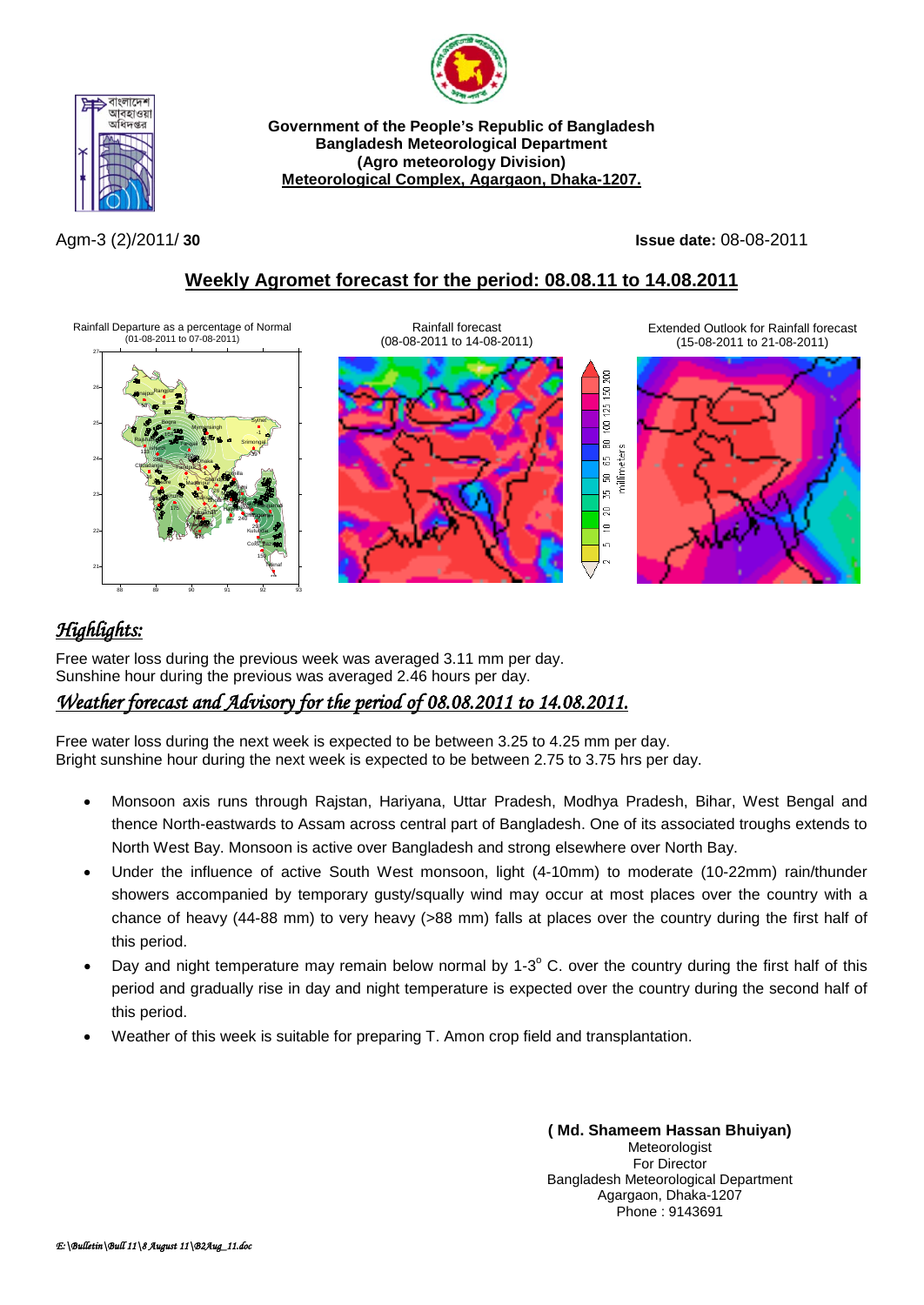**Government of the People's Republic of Bangladesh**
**Bangladesh Meteorological Department**
**(Agro meteorology Division)**
**Meteorological Complex, Agargaon, Dhaka-1207.**

Agm-3 (2)/2011/ **30** **Issue date:** 08-08-2011

## Weekly Agromet forecast for the period: 08.08.11 to 14.08.2011

Rainfall Departure as a percentage of Normal (01-08-2011 to 07-08-2011)

Rainfall forecast (08-08-2011 to 14-08-2011)

Extended Outlook for Rainfall forecast (15-08-2011 to 21-08-2011)

### *Highlights:*

Free water loss during the previous week was averaged 3.11 mm per day.
Sunshine hour during the previous was averaged 2.46 hours per day.

### *Weather forecast and Advisory for the period of 08.08.2011 to 14.08.2011.*

Free water loss during the next week is expected to be between 3.25 to 4.25 mm per day.
Bright sunshine hour during the next week is expected to be between 2.75 to 3.75 hrs per day.

- Monsoon axis runs through Rajstan, Hariyana, Uttar Pradesh, Modhya Pradesh, Bihar, West Bengal and thence North-eastwards to Assam across central part of Bangladesh. One of its associated troughs extends to North West Bay. Monsoon is active over Bangladesh and strong elsewhere over North Bay.
- Under the influence of active South West monsoon, light (4-10mm) to moderate (10-22mm) rain/thunder showers accompanied by temporary gusty/squally wind may occur at most places over the country with a chance of heavy (44-88 mm) to very heavy (>88 mm) falls at places over the country during the first half of this period.
- Day and night temperature may remain below normal by 1-3$^{o}$ C. over the country during the first half of this period and gradually rise in day and night temperature is expected over the country during the second half of this period.
- Weather of this week is suitable for preparing T. Amon crop field and transplantation.

**( Md. Shameem Hassan Bhuiyan)**
Meteorologist
For Director
Bangladesh Meteorological Department
Agargaon, Dhaka-1207
Phone : 9143691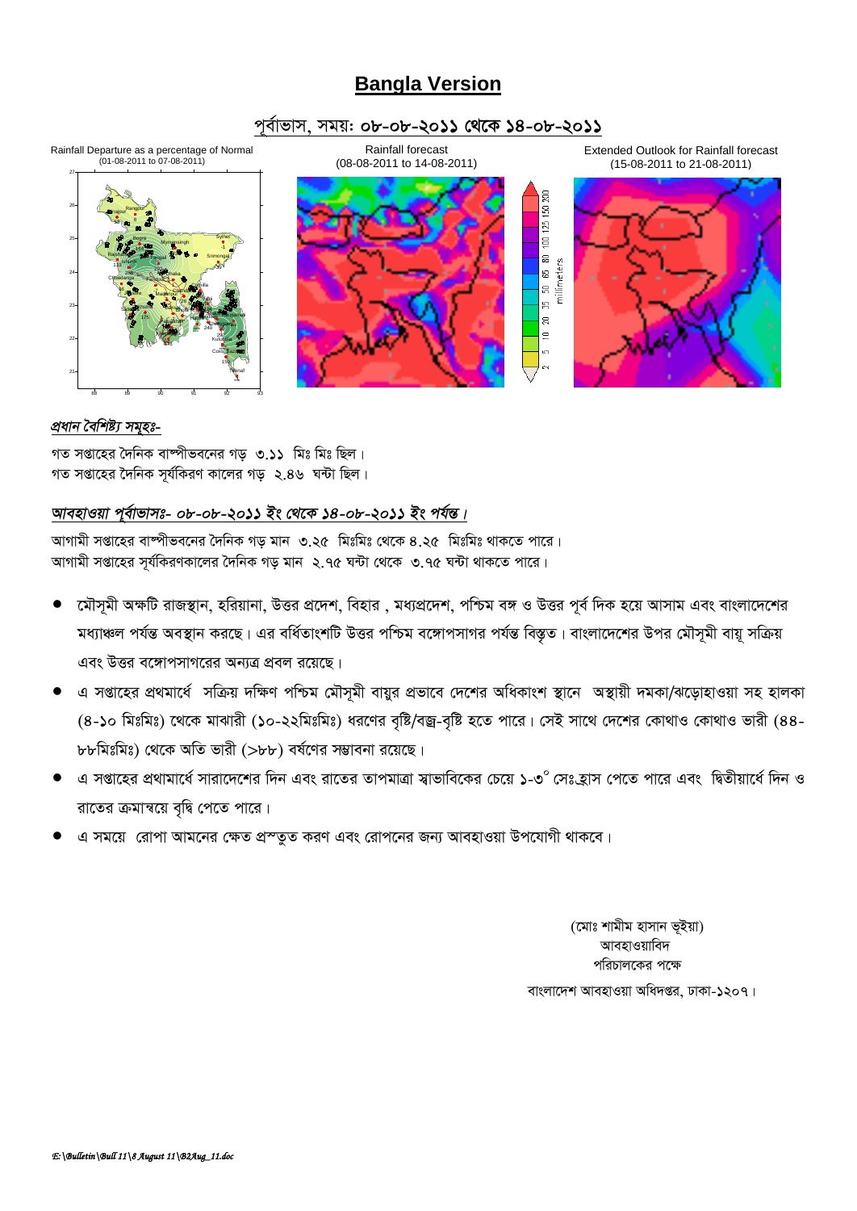# Bangla Version

## পূর্বাভাস, সময়: ০৮-০৮-২০১১ থেকে ১৪-০৮-২০১১

Rainfall Departure as a percentage of Normal (01-08-2011 to 07-08-2011)

Rainfall forecast (08-08-2011 to 14-08-2011)

Extended Outlook for Rainfall forecast (15-08-2011 to 21-08-2011)

*প্রধান বৈশিষ্ট্য সমূহঃ-*

গত সপ্তাহের দৈনিক বাষ্পীভবনের গড় ৩.১১ মিঃ মিঃ ছিল।
গত সপ্তাহের দৈনিক সূর্যকিরণ কালের গড় ২.৪৬ ঘন্টা ছিল।

*আবহাওয়া পূর্বাভাসঃ- ০৮-০৮-২০১১ ইং থেকে ১৪-০৮-২০১১ ইং পর্যন্ত।*

আগামী সপ্তাহের বাষ্পীভবনের দৈনিক গড় মান ৩.২৫ মিঃমিঃ থেকে ৪.২৫ মিঃমিঃ থাকতে পারে।
আগামী সপ্তাহের সূর্যকিরণকালের দৈনিক গড় মান ২.৭৫ ঘন্টা থেকে ৩.৭৫ ঘন্টা থাকতে পারে।

- মৌসুমী অক্ষটি রাজস্থান, হরিয়ানা, উত্তর প্রদেশ, বিহার , মধ্যপ্রদেশ, পশ্চিম বঙ্গ ও উত্তর পূর্ব দিক হয়ে আসাম এবং বাংলাদেশের মধ্যাঞ্চল পর্যন্ত অবস্থান করছে। এর বর্ধিতাংশটি উত্তর পশ্চিম বঙ্গোপসাগর পর্যন্ত বিস্তৃত। বাংলাদেশের উপর মৌসূমী বায়ূ সক্রিয় এবং উত্তর বঙ্গোপসাগরের অন্যত্র প্রবল রয়েছে।
- এ সপ্তাহের প্রথমার্ধে সক্রিয় দক্ষিণ পশ্চিম মৌসূমী বায়ুর প্রভাবে দেশের অধিকাংশ স্থানে অস্থায়ী দমকা/ঝড়োহাওয়া সহ হালকা (৪-১০ মিঃমিঃ) থেকে মাঝারী (১০-২২মিঃমিঃ) ধরণের বৃষ্টি/বজ্র-বৃষ্টি হতে পারে। সেই সাথে দেশের কোথাও কোথাও ভারী (৪৪-৮৮মিঃমিঃ) থেকে অতি ভারী (>৮৮) বর্ষণের সম্ভাবনা রয়েছে।
- এ সপ্তাহের প্রথামার্ধে সারাদেশের দিন এবং রাতের তাপমাত্রা স্বাভাবিকের চেয়ে ১-৩° সেঃহ্রাস পেতে পারে এবং দ্বিতীয়ার্ধে দিন ও রাতের ক্রমান্বয়ে বৃদ্ধি পেতে পারে।
- এ সময়ে রোপা আমনের ক্ষেত প্রস্তুত করণ এবং রোপনের জন্য আবহাওয়া উপযোগী থাকবে।

(মোঃ শামীম হাসান ভূইয়া)
আবহাওয়াবিদ
পরিচালকের পক্ষে
বাংলাদেশ আবহাওয়া অধিদপ্তর, ঢাকা-১২০৭।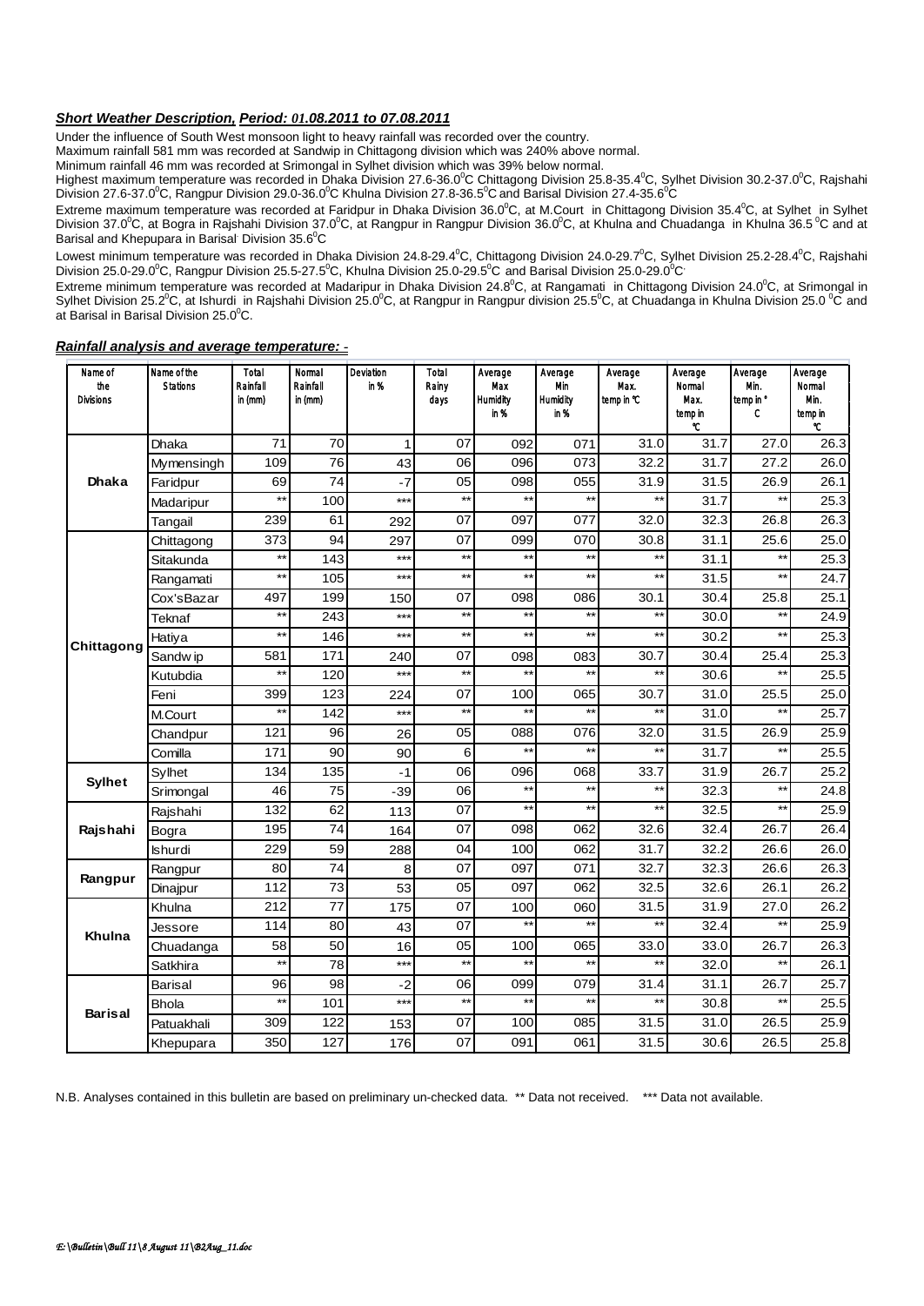***Short Weather Description, Period: 01.08.2011 to 07.08.2011***

Under the influence of South West monsoon light to heavy rainfall was recorded over the country.

Maximum rainfall 581 mm was recorded at Sandwip in Chittagong division which was 240% above normal.

Minimum rainfall 46 mm was recorded at Srimongal in Sylhet division which was 39% below normal.

Highest maximum temperature was recorded in Dhaka Division 27.6-36.0$^0$C Chittagong Division 25.8-35.4$^0$C, Sylhet Division 30.2-37.0$^0$C, Rajshahi Division 27.6-37.0$^0$C, Rangpur Division 29.0-36.0$^0$C Khulna Division 27.8-36.5$^0$C and Barisal Division 27.4-35.6$^0$C

Extreme maximum temperature was recorded at Faridpur in Dhaka Division 36.0$^0$C, at M.Court in Chittagong Division 35.4$^0$C, at Sylhet in Sylhet Division 37.0$^0$C, at Bogra in Rajshahi Division 37.0$^0$C, at Rangpur in Rangpur Division 36.0$^0$C, at Khulna and Chuadanga in Khulna 36.5 $^0$C and at Barisal and Khepupara in Barisal Division 35.6$^0$C

Lowest minimum temperature was recorded in Dhaka Division 24.8-29.4$^0$C, Chittagong Division 24.0-29.7$^0$C, Sylhet Division 25.2-28.4$^0$C, Rajshahi Division 25.0-29.0$^0$C, Rangpur Division 25.5-27.5$^0$C, Khulna Division 25.0-29.5$^0$C and Barisal Division 25.0-29.0$^0$C.

Extreme minimum temperature was recorded at Madaripur in Dhaka Division 24.8$^0$C, at Rangamati in Chittagong Division 24.0$^0$C, at Srimongal in Sylhet Division 25.2$^0$C, at Ishurdi in Rajshahi Division 25.0$^0$C, at Rangpur in Rangpur division 25.5$^0$C, at Chuadanga in Khulna Division 25.0 $^0$C and at Barisal in Barisal Division 25.0$^0$C.

***Rainfall analysis and average temperature: -***

| Name of the Divisions | Name of the Stations | Total Rainfall in (mm) | Normal Rainfall in (mm) | Deviation in % | Total Rainy days | Average Max Humidity in % | Average Min Humidity in % | Average Max. temp in °C | Average Normal Max. temp in °C | Average Min. temp in ° C | Average Normal Min. temp in °C |
|---|---|---|---|---|---|---|---|---|---|---|---|
| Dhaka | Dhaka | 71 | 70 | 1 | 07 | 092 | 071 | 31.0 | 31.7 | 27.0 | 26.3 |
| | Mymensingh | 109 | 76 | 43 | 06 | 096 | 073 | 32.2 | 31.7 | 27.2 | 26.0 |
| | Faridpur | 69 | 74 | -7 | 05 | 098 | 055 | 31.9 | 31.5 | 26.9 | 26.1 |
| | Madaripur | ** | 100 | *** | ** | ** | ** | ** | 31.7 | ** | 25.3 |
| | Tangail | 239 | 61 | 292 | 07 | 097 | 077 | 32.0 | 32.3 | 26.8 | 26.3 |
| Chittagong | Chittagong | 373 | 94 | 297 | 07 | 099 | 070 | 30.8 | 31.1 | 25.6 | 25.0 |
| | Sitakunda | ** | 143 | *** | ** | ** | ** | ** | 31.1 | ** | 25.3 |
| | Rangamati | ** | 105 | *** | ** | ** | ** | ** | 31.5 | ** | 24.7 |
| | Cox'sBazar | 497 | 199 | 150 | 07 | 098 | 086 | 30.1 | 30.4 | 25.8 | 25.1 |
| | Teknaf | ** | 243 | *** | ** | ** | ** | ** | 30.0 | ** | 24.9 |
| | Hatiya | ** | 146 | *** | ** | ** | ** | ** | 30.2 | ** | 25.3 |
| | Sandwip | 581 | 171 | 240 | 07 | 098 | 083 | 30.7 | 30.4 | 25.4 | 25.3 |
| | Kutubdia | ** | 120 | *** | ** | ** | ** | ** | 30.6 | ** | 25.5 |
| | Feni | 399 | 123 | 224 | 07 | 100 | 065 | 30.7 | 31.0 | 25.5 | 25.0 |
| | M.Court | ** | 142 | *** | ** | ** | ** | ** | 31.0 | ** | 25.7 |
| | Chandpur | 121 | 96 | 26 | 05 | 088 | 076 | 32.0 | 31.5 | 26.9 | 25.9 |
| | Comilla | 171 | 90 | 90 | 6 | ** | ** | ** | 31.7 | ** | 25.5 |
| Sylhet | Sylhet | 134 | 135 | -1 | 06 | 096 | 068 | 33.7 | 31.9 | 26.7 | 25.2 |
| | Srimongal | 46 | 75 | -39 | 06 | ** | ** | ** | 32.3 | ** | 24.8 |
| Rajshahi | Rajshahi | 132 | 62 | 113 | 07 | ** | ** | ** | 32.5 | ** | 25.9 |
| | Bogra | 195 | 74 | 164 | 07 | 098 | 062 | 32.6 | 32.4 | 26.7 | 26.4 |
| | Ishurdi | 229 | 59 | 288 | 04 | 100 | 062 | 31.7 | 32.2 | 26.6 | 26.0 |
| Rangpur | Rangpur | 80 | 74 | 8 | 07 | 097 | 071 | 32.7 | 32.3 | 26.6 | 26.3 |
| | Dinajpur | 112 | 73 | 53 | 05 | 097 | 062 | 32.5 | 32.6 | 26.1 | 26.2 |
| Khulna | Khulna | 212 | 77 | 175 | 07 | 100 | 060 | 31.5 | 31.9 | 27.0 | 26.2 |
| | Jessore | 114 | 80 | 43 | 07 | ** | ** | ** | 32.4 | ** | 25.9 |
| | Chuadanga | 58 | 50 | 16 | 05 | 100 | 065 | 33.0 | 33.0 | 26.7 | 26.3 |
| | Satkhira | ** | 78 | *** | ** | ** | ** | ** | 32.0 | ** | 26.1 |
| Barisal | Barisal | 96 | 98 | -2 | 06 | 099 | 079 | 31.4 | 31.1 | 26.7 | 25.7 |
| | Bhola | ** | 101 | *** | ** | ** | ** | ** | 30.8 | ** | 25.5 |
| | Patuakhali | 309 | 122 | 153 | 07 | 100 | 085 | 31.5 | 31.0 | 26.5 | 25.9 |
| | Khepupara | 350 | 127 | 176 | 07 | 091 | 061 | 31.5 | 30.6 | 26.5 | 25.8 |

N.B. Analyses contained in this bulletin are based on preliminary un-checked data. ** Data not received. *** Data not available.